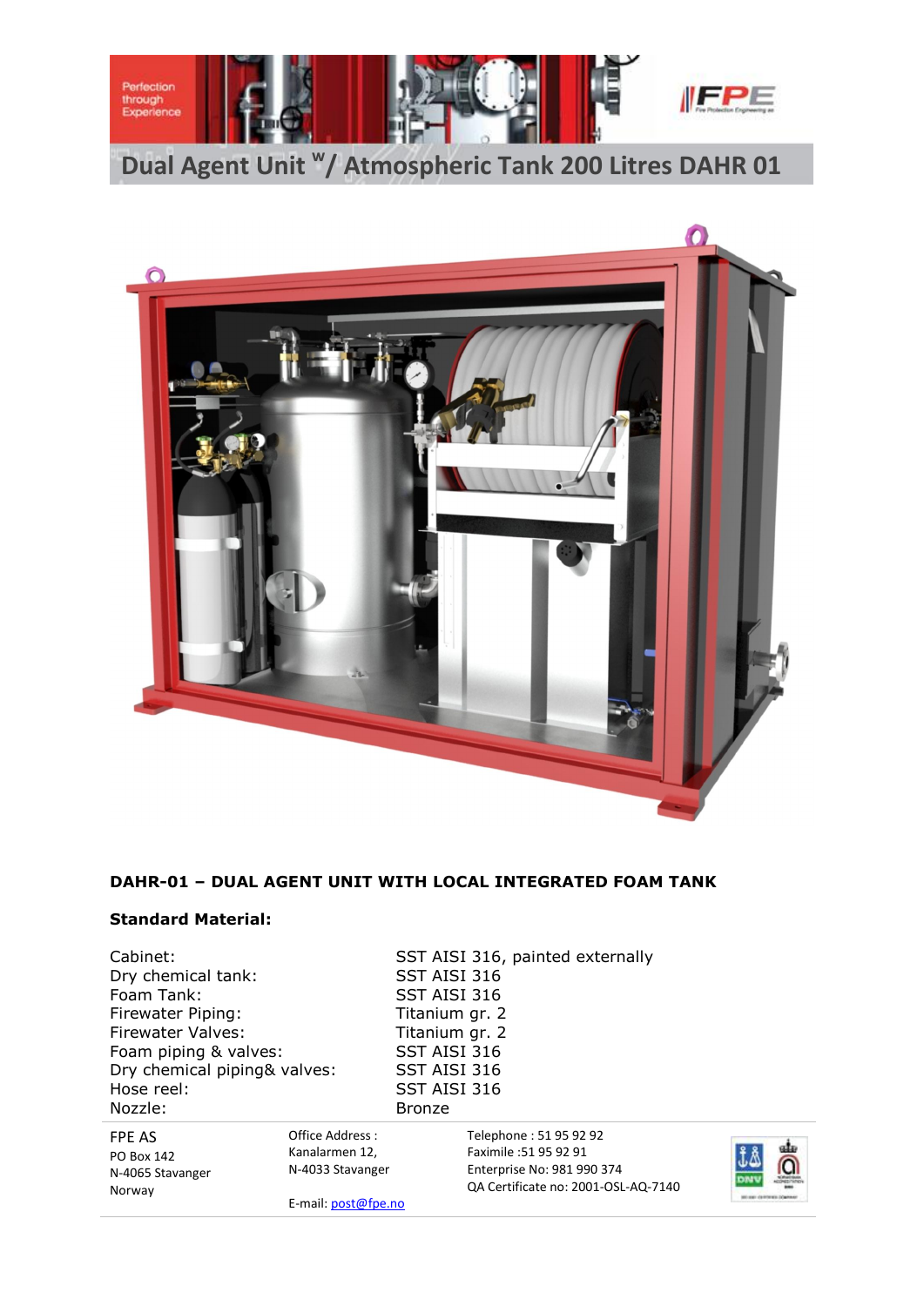# Dual Agent Unit w/ Atmospheric Tank 200 Litres DAHR 01

**DAHR-01 – DUAL AGENT UNIT WITH LOCAL INTEGRATED FOAM TANK**

**Standard Material:**

| | |
|---|---|
| Cabinet: | SST AISI 316, painted externally |
| Dry chemical tank: | SST AISI 316 |
| Foam Tank: | SST AISI 316 |
| Firewater Piping: | Titanium gr. 2 |
| Firewater Valves: | Titanium gr. 2 |
| Foam piping & valves: | SST AISI 316 |
| Dry chemical piping& valves: | SST AISI 316 |
| Hose reel: | SST AISI 316 |
| Nozzle: | Bronze |

FPE AS
PO Box 142
N-4065 Stavanger
Norway

Office Address :
Kanalarmen 12,
N-4033 Stavanger

E-mail: post@fpe.no

Telephone : 51 95 92 92
Faximile :51 95 92 91
Enterprise No: 981 990 374
QA Certificate no: 2001-OSL-AQ-7140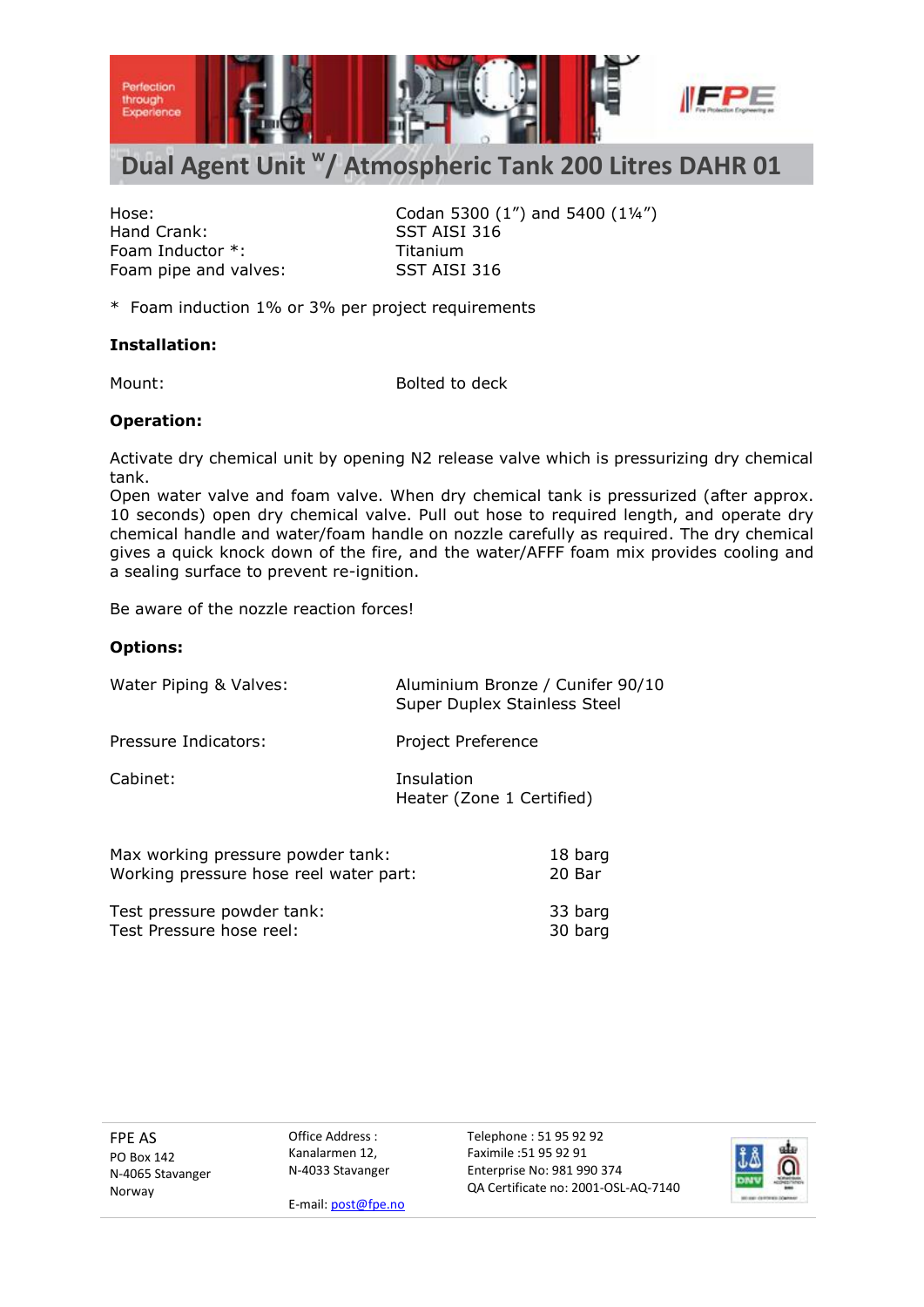# Dual Agent Unit w/ Atmospheric Tank 200 Litres DAHR 01

| | |
|---|---|
| Hose: | Codan 5300 (1”) and 5400 (1¼”) |
| Hand Crank: | SST AISI 316 |
| Foam Inductor *: | Titanium |
| Foam pipe and valves: | SST AISI 316 |

* Foam induction 1% or 3% per project requirements

**Installation:**

| | |
|---|---|
| Mount: | Bolted to deck |

**Operation:**

Activate dry chemical unit by opening N2 release valve which is pressurizing dry chemical tank.
Open water valve and foam valve. When dry chemical tank is pressurized (after approx. 10 seconds) open dry chemical valve. Pull out hose to required length, and operate dry chemical handle and water/foam handle on nozzle carefully as required. The dry chemical gives a quick knock down of the fire, and the water/AFFF foam mix provides cooling and a sealing surface to prevent re-ignition.

Be aware of the nozzle reaction forces!

**Options:**

| | |
|---|---|
| Water Piping & Valves: | Aluminium Bronze / Cunifer 90/10<br>Super Duplex Stainless Steel |
| Pressure Indicators: | Project Preference |
| Cabinet: | Insulation<br>Heater (Zone 1 Certified) |

| | |
|---|---|
| Max working pressure powder tank: | 18 barg |
| Working pressure hose reel water part: | 20 Bar |
| Test pressure powder tank: | 33 barg |
| Test Pressure hose reel: | 30 barg |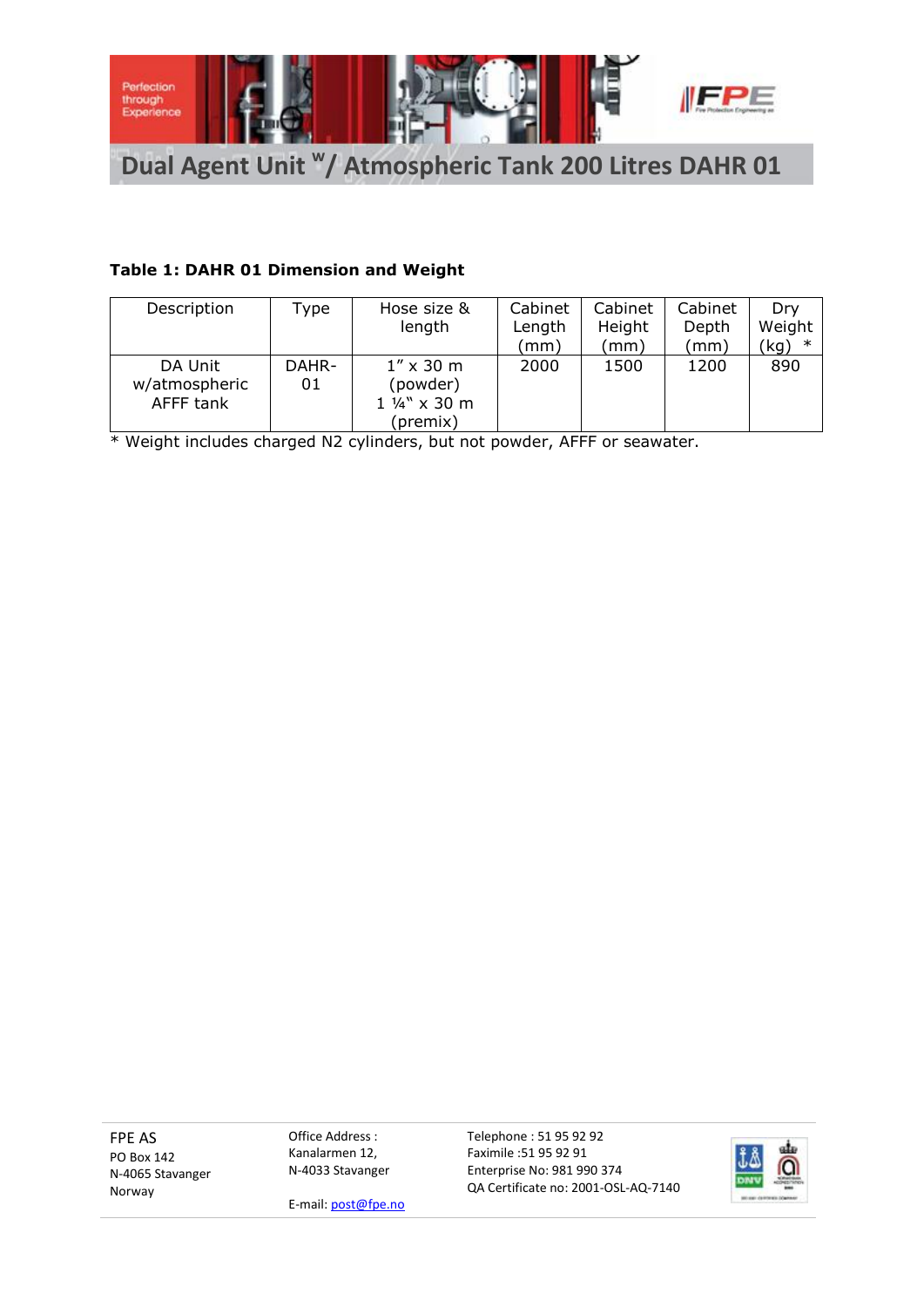**Table 1: DAHR 01 Dimension and Weight**

| Description | Type | Hose size & length | Cabinet Length (mm) | Cabinet Height (mm) | Cabinet Depth (mm) | Dry Weight (kg) * |
|---|---|---|---|---|---|---|
| DA Unit w/atmospheric AFFF tank | DAHR-01 | 1" x 30 m (powder) 1 ¼" x 30 m (premix) | 2000 | 1500 | 1200 | 890 |

* Weight includes charged N2 cylinders, but not powder, AFFF or seawater.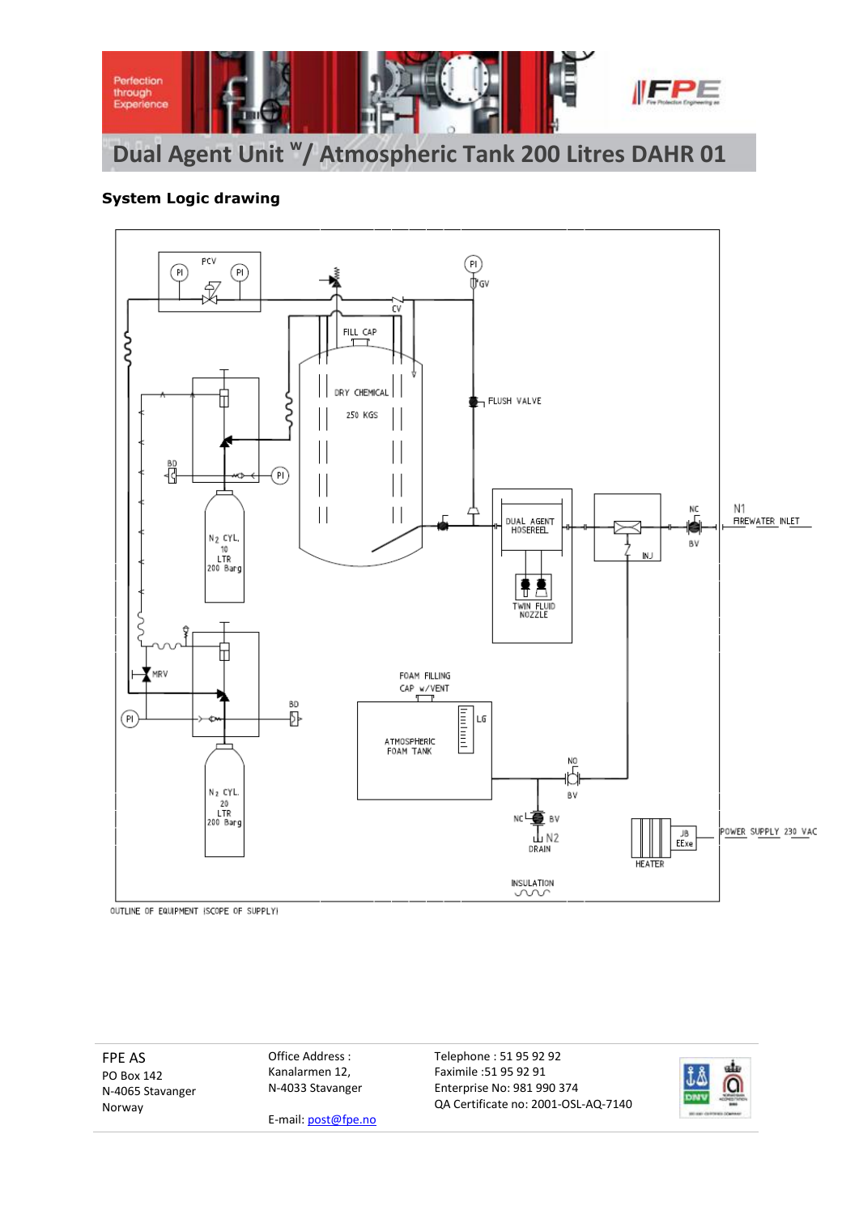# Dual Agent Unit w/ Atmospheric Tank 200 Litres DAHR 01

**System Logic drawing**

PCV

PI

PI

PI

GV

CV

FILL CAP

DRY CHEMICAL

250 KGS

FLUSH VALVE

BD

PI

$N_2$ CYL.
10
LTR
200 Barg

DUAL AGENT HOSEREEL

TWIN FLUID NOZZLE

INJ

NC

BV

N1
FIREWATER INLET

MRV

PI

BD

$N_2$ CYL.
20
LTR
200 Barg

FOAM FILLING CAP w/VENT

ATMOSPHERIC FOAM TANK

LG

NO

BV

NC

BV

N2
DRAIN

JB
EExe

HEATER

POWER SUPPLY 230 VAC

INSULATION

OUTLINE OF EQUIPMENT (SCOPE OF SUPPLY)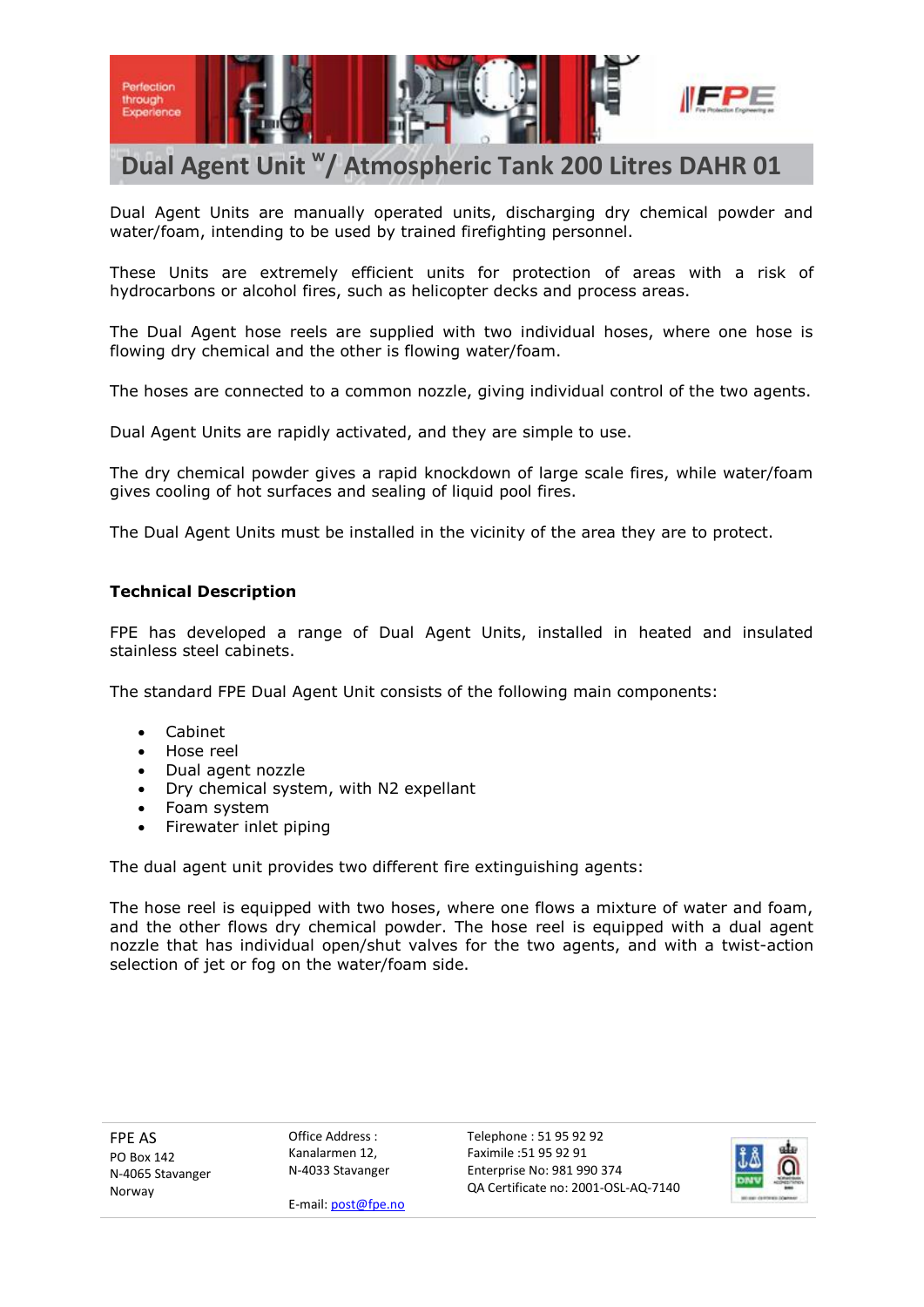# Dual Agent Unit [w]/ Atmospheric Tank 200 Litres DAHR 01

Dual Agent Units are manually operated units, discharging dry chemical powder and water/foam, intending to be used by trained firefighting personnel.

These Units are extremely efficient units for protection of areas with a risk of hydrocarbons or alcohol fires, such as helicopter decks and process areas.

The Dual Agent hose reels are supplied with two individual hoses, where one hose is flowing dry chemical and the other is flowing water/foam.

The hoses are connected to a common nozzle, giving individual control of the two agents.

Dual Agent Units are rapidly activated, and they are simple to use.

The dry chemical powder gives a rapid knockdown of large scale fires, while water/foam gives cooling of hot surfaces and sealing of liquid pool fires.

The Dual Agent Units must be installed in the vicinity of the area they are to protect.

**Technical Description**

FPE has developed a range of Dual Agent Units, installed in heated and insulated stainless steel cabinets.

The standard FPE Dual Agent Unit consists of the following main components:

- Cabinet
- Hose reel
- Dual agent nozzle
- Dry chemical system, with N2 expellant
- Foam system
- Firewater inlet piping

The dual agent unit provides two different fire extinguishing agents:

The hose reel is equipped with two hoses, where one flows a mixture of water and foam, and the other flows dry chemical powder. The hose reel is equipped with a dual agent nozzle that has individual open/shut valves for the two agents, and with a twist-action selection of jet or fog on the water/foam side.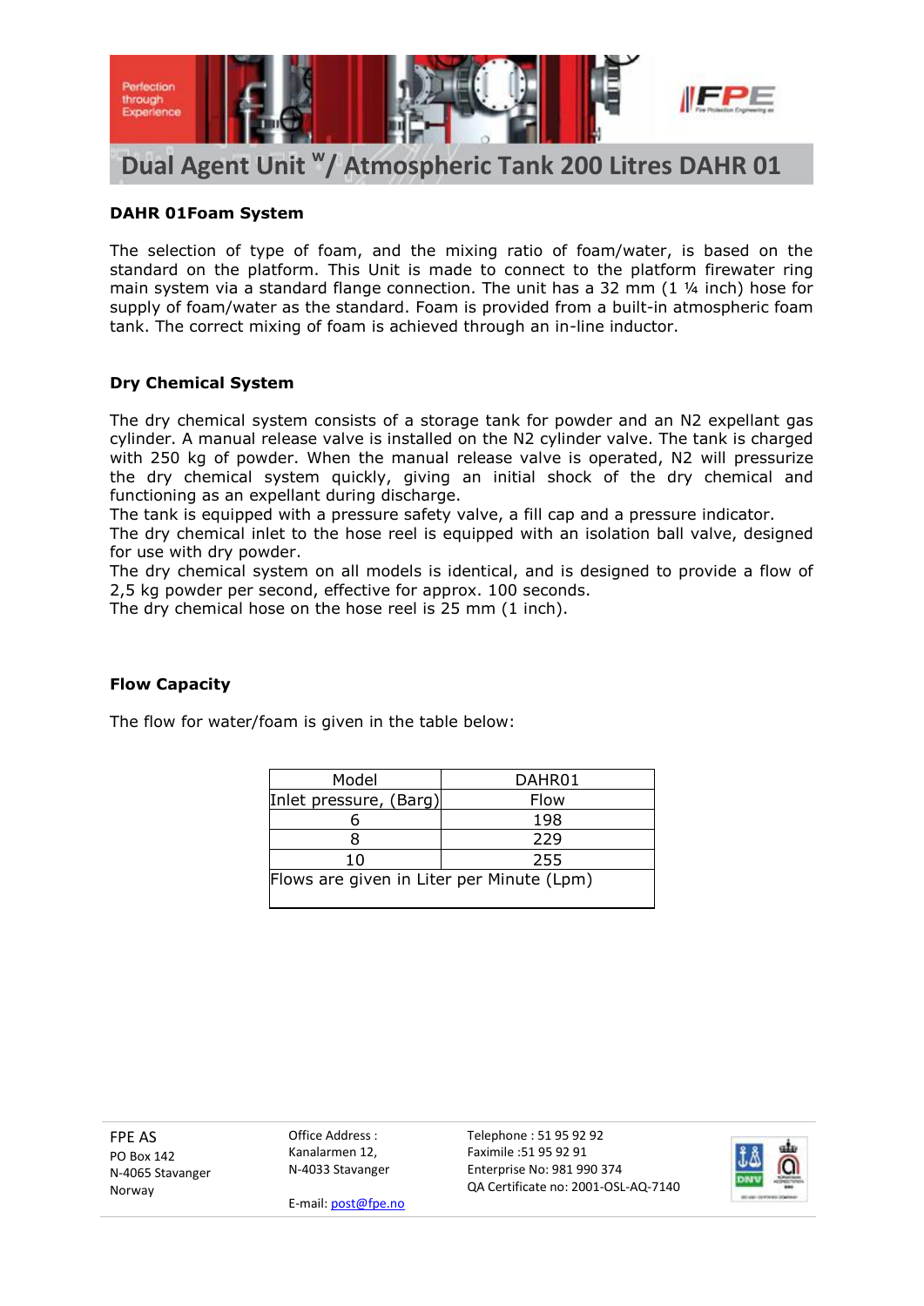# Dual Agent Unit $^{w}$/ Atmospheric Tank 200 Litres DAHR 01

### DAHR 01Foam System

The selection of type of foam, and the mixing ratio of foam/water, is based on the standard on the platform. This Unit is made to connect to the platform firewater ring main system via a standard flange connection. The unit has a 32 mm (1 ¼ inch) hose for supply of foam/water as the standard. Foam is provided from a built-in atmospheric foam tank. The correct mixing of foam is achieved through an in-line inductor.

### Dry Chemical System

The dry chemical system consists of a storage tank for powder and an N2 expellant gas cylinder. A manual release valve is installed on the N2 cylinder valve. The tank is charged with 250 kg of powder. When the manual release valve is operated, N2 will pressurize the dry chemical system quickly, giving an initial shock of the dry chemical and functioning as an expellant during discharge.
The tank is equipped with a pressure safety valve, a fill cap and a pressure indicator.
The dry chemical inlet to the hose reel is equipped with an isolation ball valve, designed for use with dry powder.
The dry chemical system on all models is identical, and is designed to provide a flow of 2,5 kg powder per second, effective for approx. 100 seconds.
The dry chemical hose on the hose reel is 25 mm (1 inch).

### Flow Capacity

The flow for water/foam is given in the table below:

| Model | DAHR01 |
|---|---|
| Inlet pressure, (Barg) | Flow |
| 6 | 198 |
| 8 | 229 |
| 10 | 255 |
| Flows are given in Liter per Minute (Lpm) | |

FPE AS
PO Box 142
N-4065 Stavanger
Norway

Office Address :
Kanalarmen 12,
N-4033 Stavanger

E-mail: post@fpe.no

Telephone : 51 95 92 92
Faximile :51 95 92 91
Enterprise No: 981 990 374
QA Certificate no: 2001-OSL-AQ-7140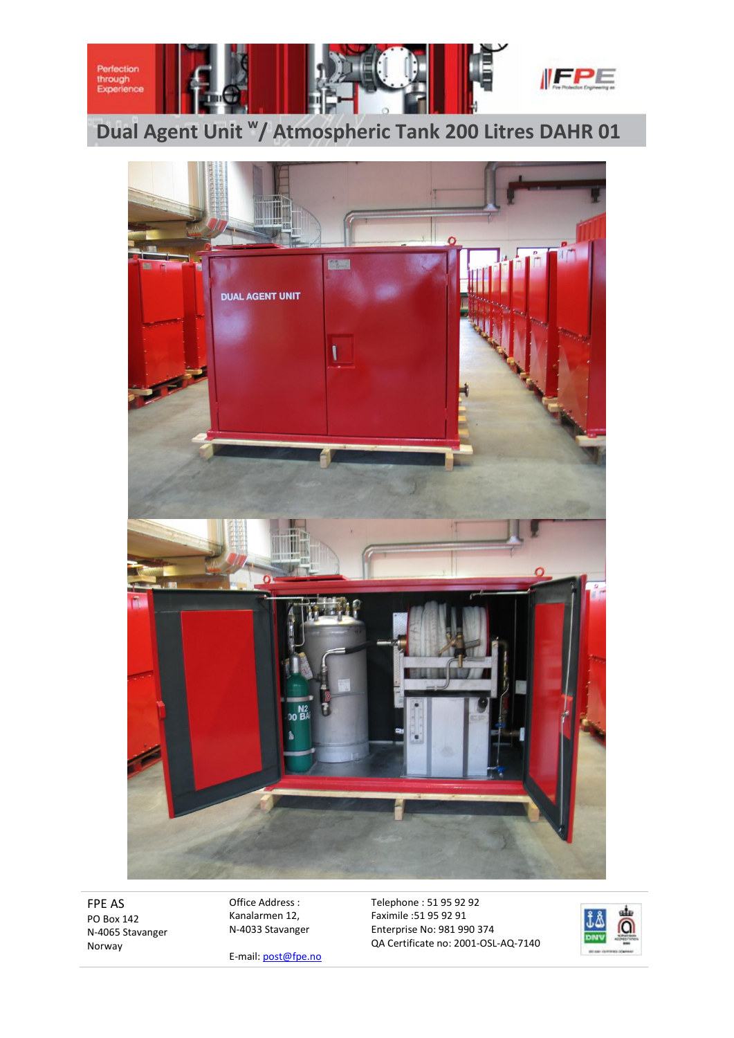# Dual Agent Unit w/ Atmospheric Tank 200 Litres DAHR 01

FPE AS
PO Box 142
N-4065 Stavanger
Norway

Office Address :
Kanalarmen 12,
N-4033 Stavanger

E-mail: post@fpe.no

Telephone : 51 95 92 92
Faximile :51 95 92 91
Enterprise No: 981 990 374
QA Certificate no: 2001-OSL-AQ-7140